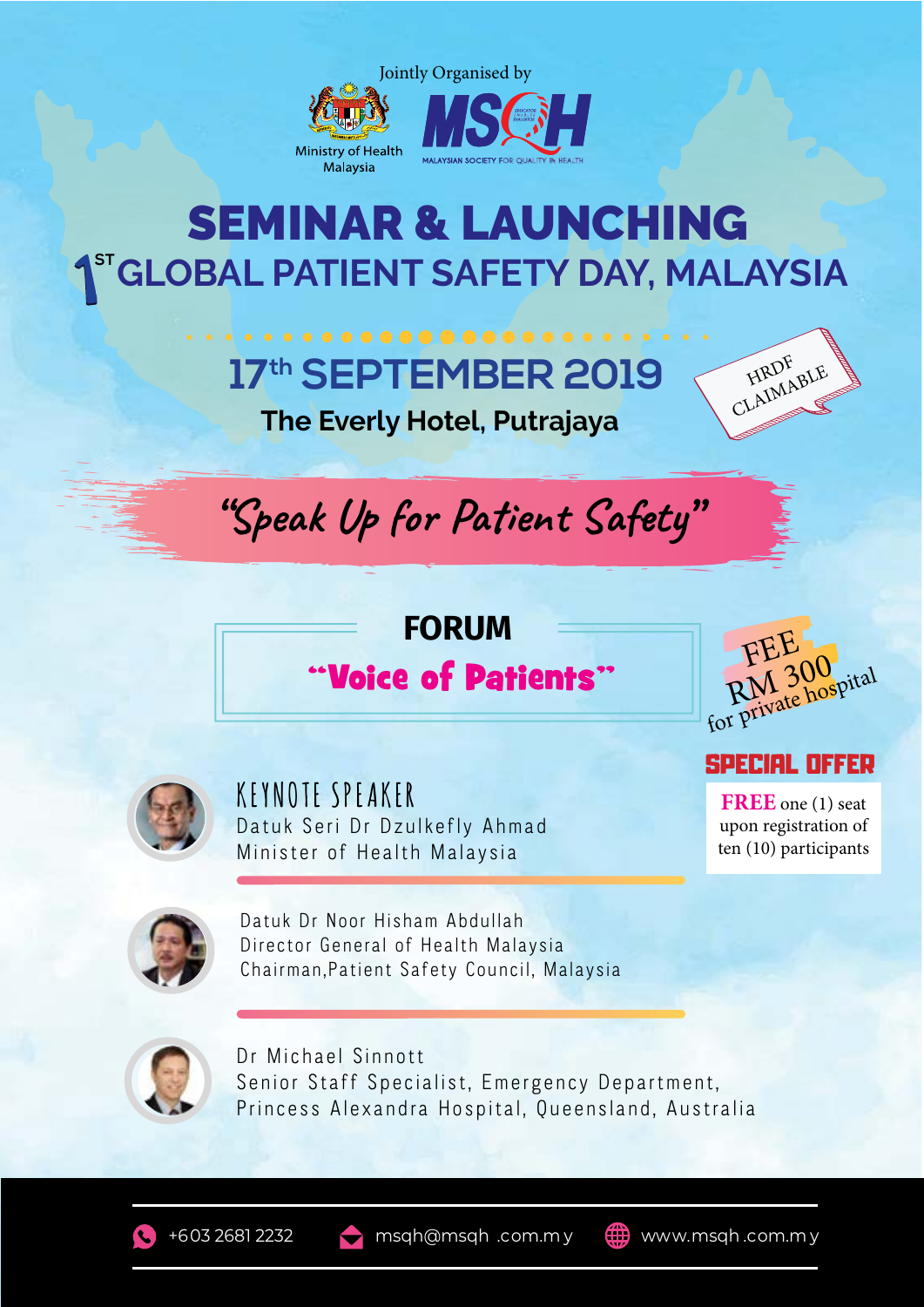Jointly Organised by

Ministry of Health Malaysia

MSQH
MALAYSIAN SOCIETY FOR QUALITY IN HEALTH

# SEMINAR & LAUNCHING

## 1ST GLOBAL PATIENT SAFETY DAY, MALAYSIA

## 17th SEPTEMBER 2019

**The Everly Hotel, Putrajaya**

HRDF CLAIMABLE

*"Speak Up for Patient Safety"*

### FORUM

**"Voice of Patients"**

FEE RM 300 for private hospital

**SPECIAL OFFER**

**FREE** one (1) seat upon registration of ten (10) participants

KEYNOTE SPEAKER
Datuk Seri Dr Dzulkefly Ahmad
Minister of Health Malaysia

Datuk Dr Noor Hisham Abdullah
Director General of Health Malaysia
Chairman,Patient Safety Council, Malaysia

Dr Michael Sinnott
Senior Staff Specialist, Emergency Department,
Princess Alexandra Hospital, Queensland, Australia

+603 2681 2232 | msqh@msqh.com.my | www.msqh.com.my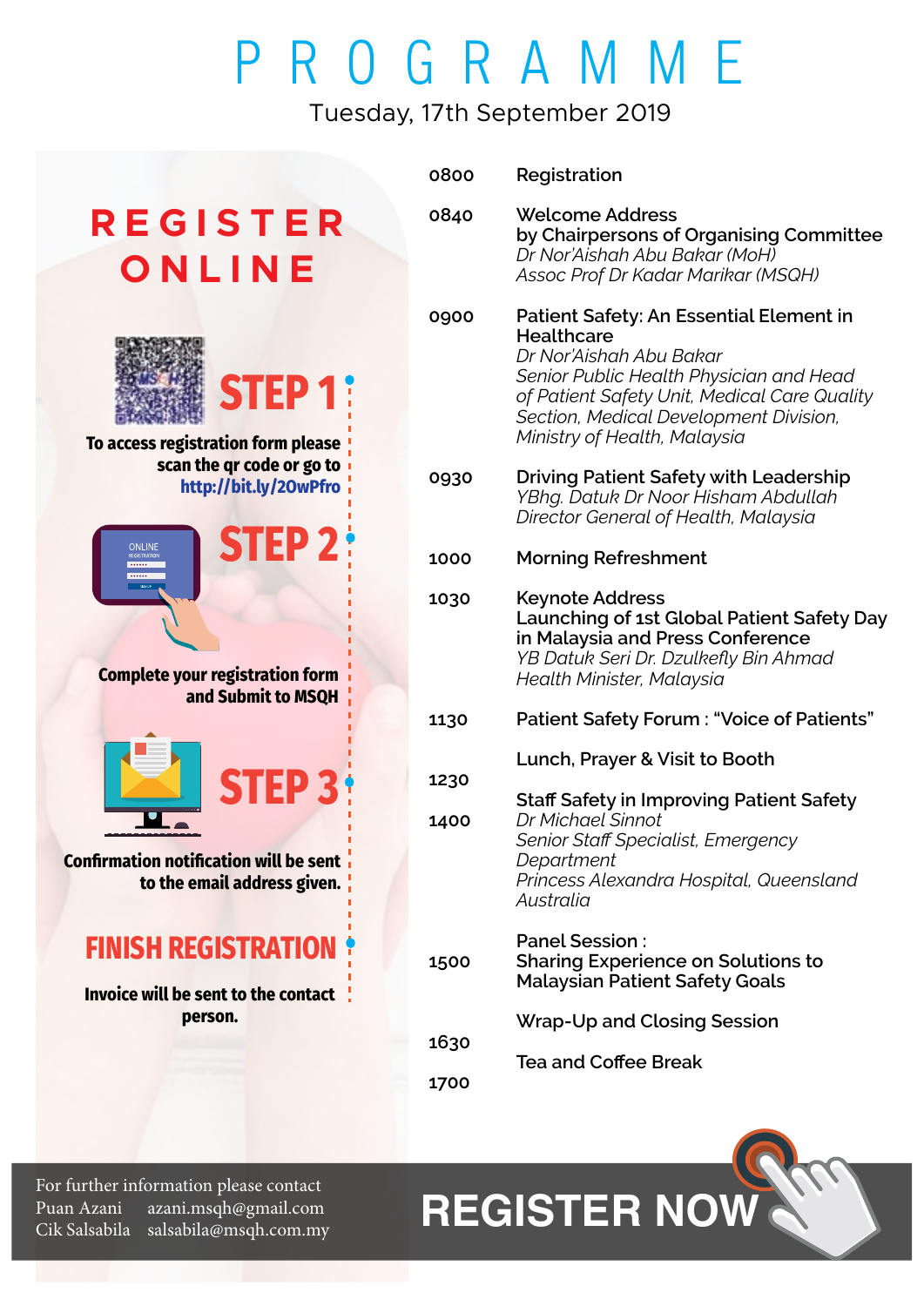# PROGRAMME

Tuesday, 17th September 2019

## REGISTER ONLINE

**STEP 1**

**To access registration form please scan the qr code or go to http://bit.ly/2OwPfro**

**STEP 2**

**Complete your registration form and Submit to MSQH**

**STEP 3**

**Confirmation notification will be sent to the email address given.**

**FINISH REGISTRATION**

**Invoice will be sent to the contact person.**

| | |
|---|---|
| 0800 | Registration |
| 0840 | Welcome Address<br>by Chairpersons of Organising Committee<br>*Dr Nor'Aishah Abu Bakar (MoH)*<br>*Assoc Prof Dr Kadar Marikar (MSQH)* |
| 0900 | Patient Safety: An Essential Element in Healthcare<br>*Dr Nor'Aishah Abu Bakar*<br>*Senior Public Health Physician and Head of Patient Safety Unit, Medical Care Quality Section, Medical Development Division, Ministry of Health, Malaysia* |
| 0930 | Driving Patient Safety with Leadership<br>*YBhg. Datuk Dr Noor Hisham Abdullah*<br>*Director General of Health, Malaysia* |
| 1000 | Morning Refreshment |
| 1030 | Keynote Address<br>Launching of 1st Global Patient Safety Day in Malaysia and Press Conference<br>*YB Datuk Seri Dr. Dzulkefly Bin Ahmad*<br>*Health Minister, Malaysia* |
| 1130 | Patient Safety Forum : "Voice of Patients" |
| 1230 | Lunch, Prayer & Visit to Booth |
| 1400 | Staff Safety in Improving Patient Safety<br>*Dr Michael Sinnot*<br>*Senior Staff Specialist, Emergency Department*<br>*Princess Alexandra Hospital, Queensland Australia* |
| 1500 | Panel Session :<br>Sharing Experience on Solutions to Malaysian Patient Safety Goals |
| 1630 | Wrap-Up and Closing Session |
| 1700 | Tea and Coffee Break |

For further information please contact
Puan Azani azani.msqh@gmail.com
Cik Salsabila salsabila@msqh.com.my

**REGISTER NOW**